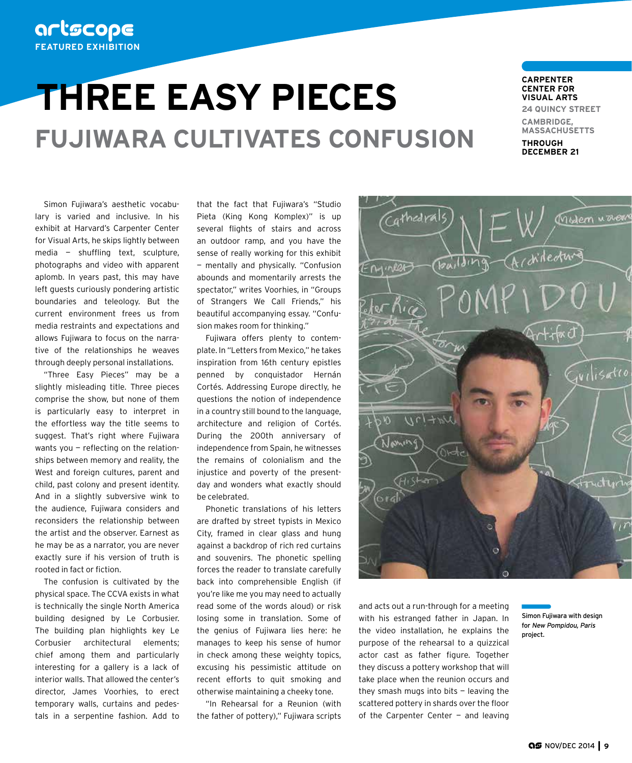artscope
**FEATURED EXHIBITION**

# THREE EASY PIECES

## FUJIWARA CULTIVATES CONFUSION

**CARPENTER CENTER FOR VISUAL ARTS**
24 QUINCY STREET
CAMBRIDGE, MASSACHUSETTS
**THROUGH DECEMBER 21**

Simon Fujiwara's aesthetic vocabulary is varied and inclusive. In his exhibit at Harvard's Carpenter Center for Visual Arts, he skips lightly between media — shuffling text, sculpture, photographs and video with apparent aplomb. In years past, this may have left guests curiously pondering artistic boundaries and teleology. But the current environment frees us from media restraints and expectations and allows Fujiwara to focus on the narrative of the relationships he weaves through deeply personal installations.

"Three Easy Pieces" may be a slightly misleading title. Three pieces comprise the show, but none of them is particularly easy to interpret in the effortless way the title seems to suggest. That's right where Fujiwara wants you — reflecting on the relationships between memory and reality, the West and foreign cultures, parent and child, past colony and present identity. And in a slightly subversive wink to the audience, Fujiwara considers and reconsiders the relationship between the artist and the observer. Earnest as he may be as a narrator, you are never exactly sure if his version of truth is rooted in fact or fiction.

The confusion is cultivated by the physical space. The CCVA exists in what is technically the single North America building designed by Le Corbusier. The building plan highlights key Le Corbusier architectural elements; chief among them and particularly interesting for a gallery is a lack of interior walls. That allowed the center's director, James Voorhies, to erect temporary walls, curtains and pedestals in a serpentine fashion. Add to that the fact that Fujiwara's "Studio Pieta (King Kong Komplex)" is up several flights of stairs and across an outdoor ramp, and you have the sense of really working for this exhibit — mentally and physically. "Confusion abounds and momentarily arrests the spectator," writes Voorhies, in "Groups of Strangers We Call Friends," his beautiful accompanying essay. "Confusion makes room for thinking."

Fujiwara offers plenty to contemplate. In "Letters from Mexico," he takes inspiration from 16th century epistles penned by conquistador Hernán Cortés. Addressing Europe directly, he questions the notion of independence in a country still bound to the language, architecture and religion of Cortés. During the 200th anniversary of independence from Spain, he witnesses the remains of colonialism and the injustice and poverty of the present-day and wonders what exactly should be celebrated.

Phonetic translations of his letters are drafted by street typists in Mexico City, framed in clear glass and hung against a backdrop of rich red curtains and souvenirs. The phonetic spelling forces the reader to translate carefully back into comprehensible English (if you're like me you may need to actually read some of the words aloud) or risk losing some in translation. Some of the genius of Fujiwara lies here: he manages to keep his sense of humor in check among these weighty topics, excusing his pessimistic attitude on recent efforts to quit smoking and otherwise maintaining a cheeky tone.

"In Rehearsal for a Reunion (with the father of pottery)," Fujiwara scripts and acts out a run-through for a meeting with his estranged father in Japan. In the video installation, he explains the purpose of the rehearsal to a quizzical actor cast as father figure. Together they discuss a pottery workshop that will take place when the reunion occurs and they smash mugs into bits — leaving the scattered pottery in shards over the floor of the Carpenter Center — and leaving

Simon Fujiwara with design for *New Pompidou, Paris* project.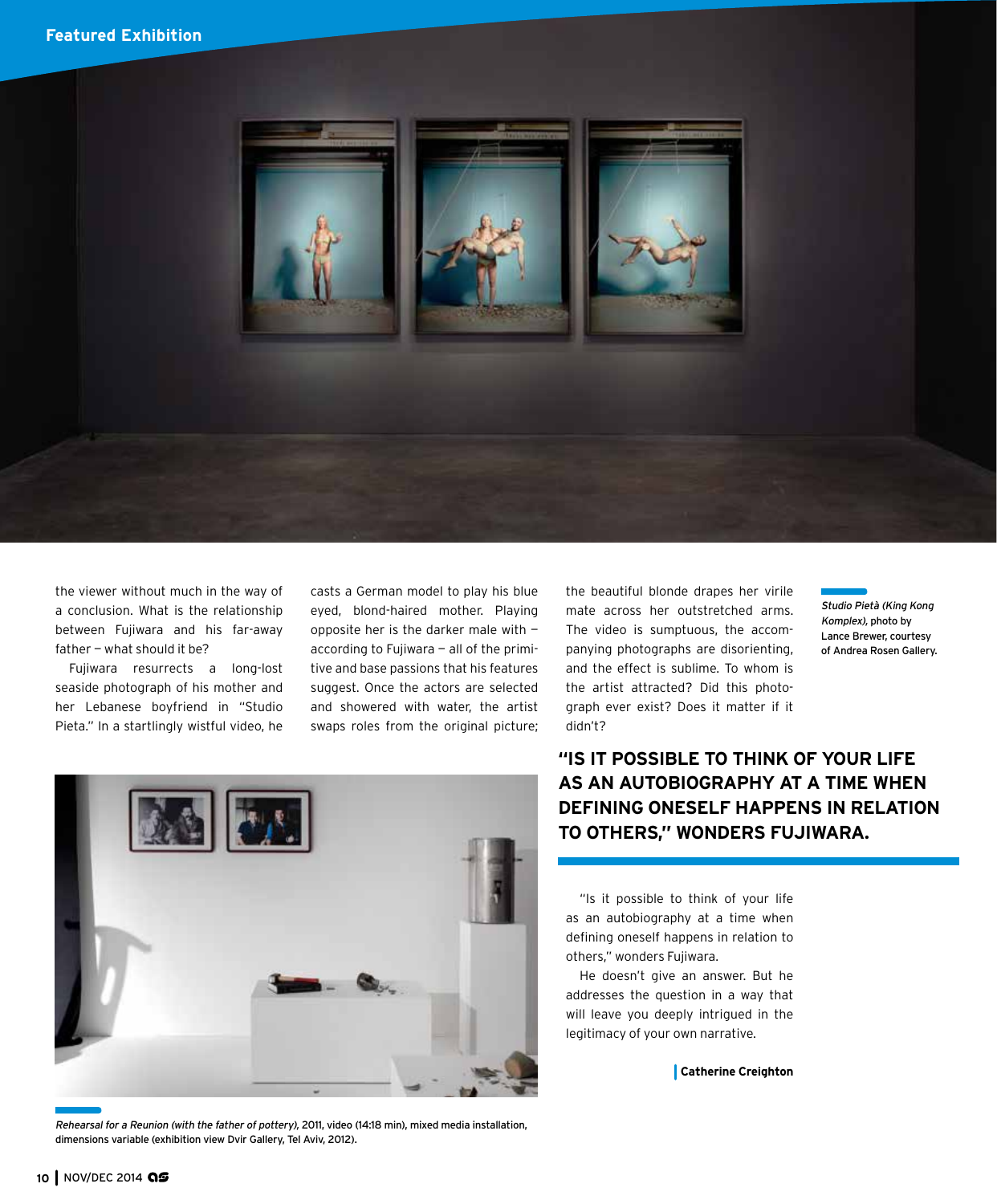the viewer without much in the way of a conclusion. What is the relationship between Fujiwara and his far-away father — what should it be?

Fujiwara resurrects a long-lost seaside photograph of his mother and her Lebanese boyfriend in "Studio Pieta." In a startlingly wistful video, he casts a German model to play his blue eyed, blond-haired mother. Playing opposite her is the darker male with — according to Fujiwara — all of the primitive and base passions that his features suggest. Once the actors are selected and showered with water, the artist swaps roles from the original picture; the beautiful blonde drapes her virile mate across her outstretched arms. The video is sumptuous, the accompanying photographs are disorienting, and the effect is sublime. To whom is the artist attracted? Did this photograph ever exist? Does it matter if it didn't?

*Studio Pietà (King Kong Komplex)*, photo by Lance Brewer, courtesy of Andrea Rosen Gallery.

**"IS IT POSSIBLE TO THINK OF YOUR LIFE AS AN AUTOBIOGRAPHY AT A TIME WHEN DEFINING ONESELF HAPPENS IN RELATION TO OTHERS," WONDERS FUJIWARA.**

"Is it possible to think of your life as an autobiography at a time when defining oneself happens in relation to others," wonders Fujiwara.

He doesn't give an answer. But he addresses the question in a way that will leave you deeply intrigued in the legitimacy of your own narrative.

**Catherine Creighton**

*Rehearsal for a Reunion (with the father of pottery)*, 2011, video (14:18 min), mixed media installation, dimensions variable (exhibition view Dvir Gallery, Tel Aviv, 2012).